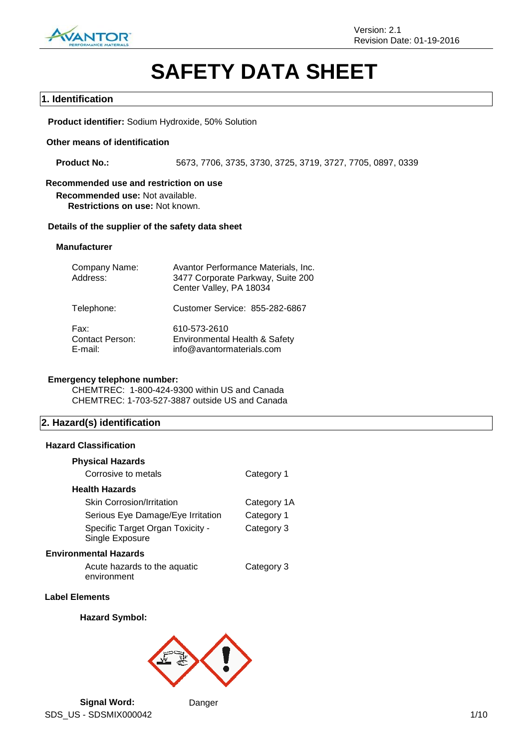# SAFETY DATA SHEET

## 1. Identification

**Product identifier:** Sodium Hydroxide, 50% Solution

**Other means of identification**

**Product No.:** 5673, 7706, 3735, 3730, 3725, 3719, 3727, 7705, 0897, 0339

**Recommended use and restriction on use**

**Recommended use:** Not available.

**Restrictions on use:** Not known.

**Details of the supplier of the safety data sheet**

**Manufacturer**

| | |
|---|---|
| Company Name: | Avantor Performance Materials, Inc. |
| Address: | 3477 Corporate Parkway, Suite 200<br>Center Valley, PA 18034 |
| Telephone: | Customer Service: 855-282-6867 |
| Fax: | 610-573-2610 |
| Contact Person: | Environmental Health & Safety |
| E-mail: | info@avantormaterials.com |

**Emergency telephone number:**

CHEMTREC: 1-800-424-9300 within US and Canada
CHEMTREC: 1-703-527-3887 outside US and Canada

## 2. Hazard(s) identification

**Hazard Classification**

**Physical Hazards**

| | |
|---|---|
| Corrosive to metals | Category 1 |

**Health Hazards**

| | |
|---|---|
| Skin Corrosion/Irritation | Category 1A |
| Serious Eye Damage/Eye Irritation | Category 1 |
| Specific Target Organ Toxicity - Single Exposure | Category 3 |

**Environmental Hazards**

| | |
|---|---|
| Acute hazards to the aquatic environment | Category 3 |

**Label Elements**

**Hazard Symbol:**

**Signal Word:** Danger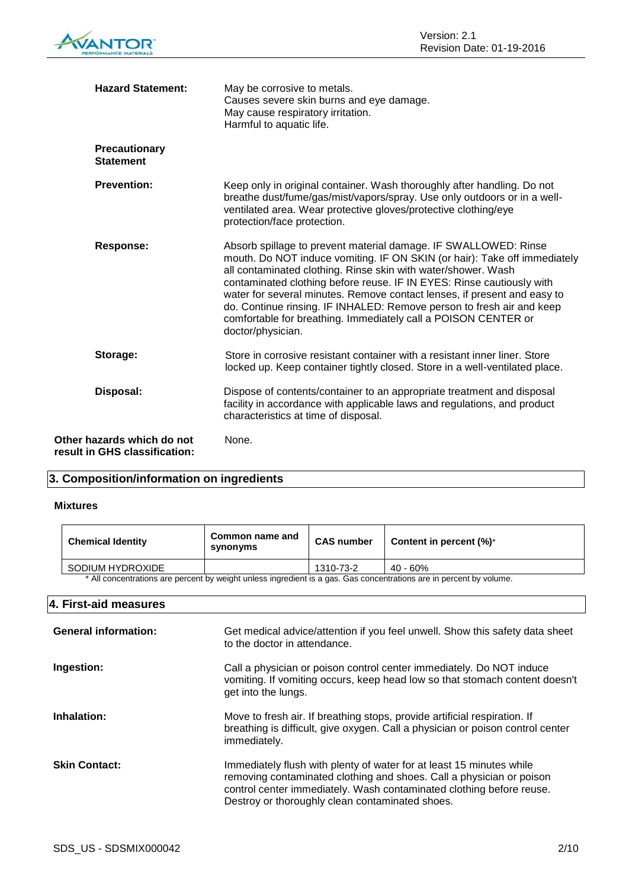**Hazard Statement:** May be corrosive to metals.
Causes severe skin burns and eye damage.
May cause respiratory irritation.
Harmful to aquatic life.

**Precautionary Statement**

**Prevention:** Keep only in original container. Wash thoroughly after handling. Do not breathe dust/fume/gas/mist/vapors/spray. Use only outdoors or in a well-ventilated area. Wear protective gloves/protective clothing/eye protection/face protection.

**Response:** Absorb spillage to prevent material damage. IF SWALLOWED: Rinse mouth. Do NOT induce vomiting. IF ON SKIN (or hair): Take off immediately all contaminated clothing. Rinse skin with water/shower. Wash contaminated clothing before reuse. IF IN EYES: Rinse cautiously with water for several minutes. Remove contact lenses, if present and easy to do. Continue rinsing. IF INHALED: Remove person to fresh air and keep comfortable for breathing. Immediately call a POISON CENTER or doctor/physician.

**Storage:** Store in corrosive resistant container with a resistant inner liner. Store locked up. Keep container tightly closed. Store in a well-ventilated place.

**Disposal:** Dispose of contents/container to an appropriate treatment and disposal facility in accordance with applicable laws and regulations, and product characteristics at time of disposal.

**Other hazards which do not result in GHS classification:** None.

## 3. Composition/information on ingredients

**Mixtures**

| Chemical Identity | Common name and synonyms | CAS number | Content in percent (%)* |
|---|---|---|---|
| SODIUM HYDROXIDE | | 1310-73-2 | 40 - 60% |

* All concentrations are percent by weight unless ingredient is a gas. Gas concentrations are in percent by volume.

## 4. First-aid measures

**General information:** Get medical advice/attention if you feel unwell. Show this safety data sheet to the doctor in attendance.

**Ingestion:** Call a physician or poison control center immediately. Do NOT induce vomiting. If vomiting occurs, keep head low so that stomach content doesn't get into the lungs.

**Inhalation:** Move to fresh air. If breathing stops, provide artificial respiration. If breathing is difficult, give oxygen. Call a physician or poison control center immediately.

**Skin Contact:** Immediately flush with plenty of water for at least 15 minutes while removing contaminated clothing and shoes. Call a physician or poison control center immediately. Wash contaminated clothing before reuse. Destroy or thoroughly clean contaminated shoes.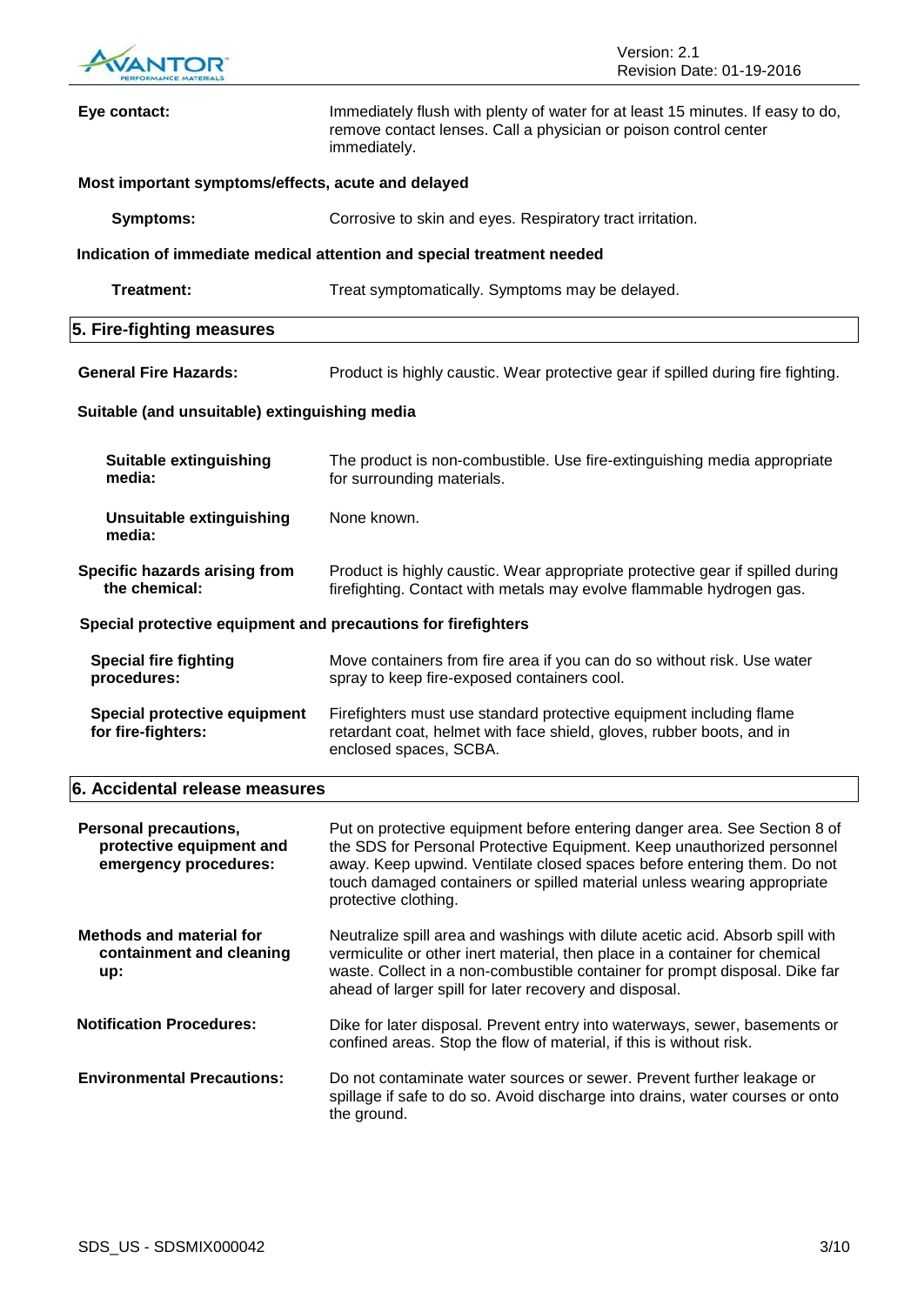**Eye contact:** Immediately flush with plenty of water for at least 15 minutes. If easy to do, remove contact lenses. Call a physician or poison control center immediately.

**Most important symptoms/effects, acute and delayed**

**Symptoms:** Corrosive to skin and eyes. Respiratory tract irritation.

**Indication of immediate medical attention and special treatment needed**

**Treatment:** Treat symptomatically. Symptoms may be delayed.

## 5. Fire-fighting measures

**General Fire Hazards:** Product is highly caustic. Wear protective gear if spilled during fire fighting.

**Suitable (and unsuitable) extinguishing media**

**Suitable extinguishing media:** The product is non-combustible. Use fire-extinguishing media appropriate for surrounding materials.

**Unsuitable extinguishing media:** None known.

**Specific hazards arising from the chemical:** Product is highly caustic. Wear appropriate protective gear if spilled during firefighting. Contact with metals may evolve flammable hydrogen gas.

**Special protective equipment and precautions for firefighters**

**Special fire fighting procedures:** Move containers from fire area if you can do so without risk. Use water spray to keep fire-exposed containers cool.

**Special protective equipment for fire-fighters:** Firefighters must use standard protective equipment including flame retardant coat, helmet with face shield, gloves, rubber boots, and in enclosed spaces, SCBA.

## 6. Accidental release measures

**Personal precautions, protective equipment and emergency procedures:** Put on protective equipment before entering danger area. See Section 8 of the SDS for Personal Protective Equipment. Keep unauthorized personnel away. Keep upwind. Ventilate closed spaces before entering them. Do not touch damaged containers or spilled material unless wearing appropriate protective clothing.

**Methods and material for containment and cleaning up:** Neutralize spill area and washings with dilute acetic acid. Absorb spill with vermiculite or other inert material, then place in a container for chemical waste. Collect in a non-combustible container for prompt disposal. Dike far ahead of larger spill for later recovery and disposal.

**Notification Procedures:** Dike for later disposal. Prevent entry into waterways, sewer, basements or confined areas. Stop the flow of material, if this is without risk.

**Environmental Precautions:** Do not contaminate water sources or sewer. Prevent further leakage or spillage if safe to do so. Avoid discharge into drains, water courses or onto the ground.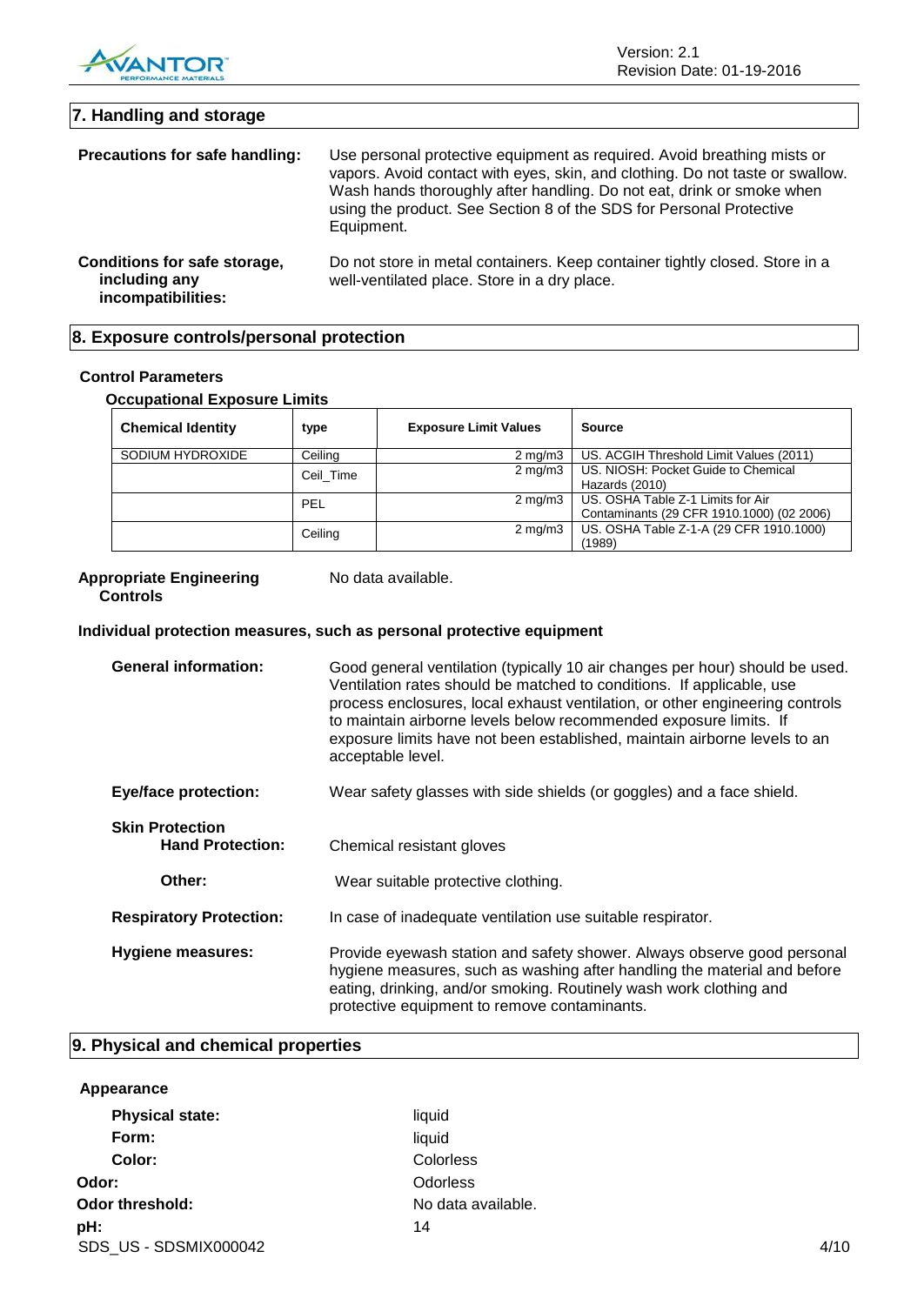## 7. Handling and storage

**Precautions for safe handling:** Use personal protective equipment as required. Avoid breathing mists or vapors. Avoid contact with eyes, skin, and clothing. Do not taste or swallow. Wash hands thoroughly after handling. Do not eat, drink or smoke when using the product. See Section 8 of the SDS for Personal Protective Equipment.

**Conditions for safe storage, including any incompatibilities:** Do not store in metal containers. Keep container tightly closed. Store in a well-ventilated place. Store in a dry place.

## 8. Exposure controls/personal protection

### Control Parameters

#### Occupational Exposure Limits

| Chemical Identity | type | Exposure Limit Values | Source |
|---|---|---|---|
| SODIUM HYDROXIDE | Ceiling | 2 mg/m3 | US. ACGIH Threshold Limit Values (2011) |
| | Ceil_Time | 2 mg/m3 | US. NIOSH: Pocket Guide to Chemical Hazards (2010) |
| | PEL | 2 mg/m3 | US. OSHA Table Z-1 Limits for Air Contaminants (29 CFR 1910.1000) (02 2006) |
| | Ceiling | 2 mg/m3 | US. OSHA Table Z-1-A (29 CFR 1910.1000) (1989) |

**Appropriate Engineering Controls** No data available.

### Individual protection measures, such as personal protective equipment

**General information:** Good general ventilation (typically 10 air changes per hour) should be used. Ventilation rates should be matched to conditions. If applicable, use process enclosures, local exhaust ventilation, or other engineering controls to maintain airborne levels below recommended exposure limits. If exposure limits have not been established, maintain airborne levels to an acceptable level.

**Eye/face protection:** Wear safety glasses with side shields (or goggles) and a face shield.

**Skin Protection**

**Hand Protection:** Chemical resistant gloves

**Other:** Wear suitable protective clothing.

**Respiratory Protection:** In case of inadequate ventilation use suitable respirator.

**Hygiene measures:** Provide eyewash station and safety shower. Always observe good personal hygiene measures, such as washing after handling the material and before eating, drinking, and/or smoking. Routinely wash work clothing and protective equipment to remove contaminants.

## 9. Physical and chemical properties

**Appearance**

**Physical state:** liquid

**Form:** liquid

**Color:** Colorless

**Odor:** Odorless

**Odor threshold:** No data available.

**pH:** 14

SDS_US - SDSMIX000042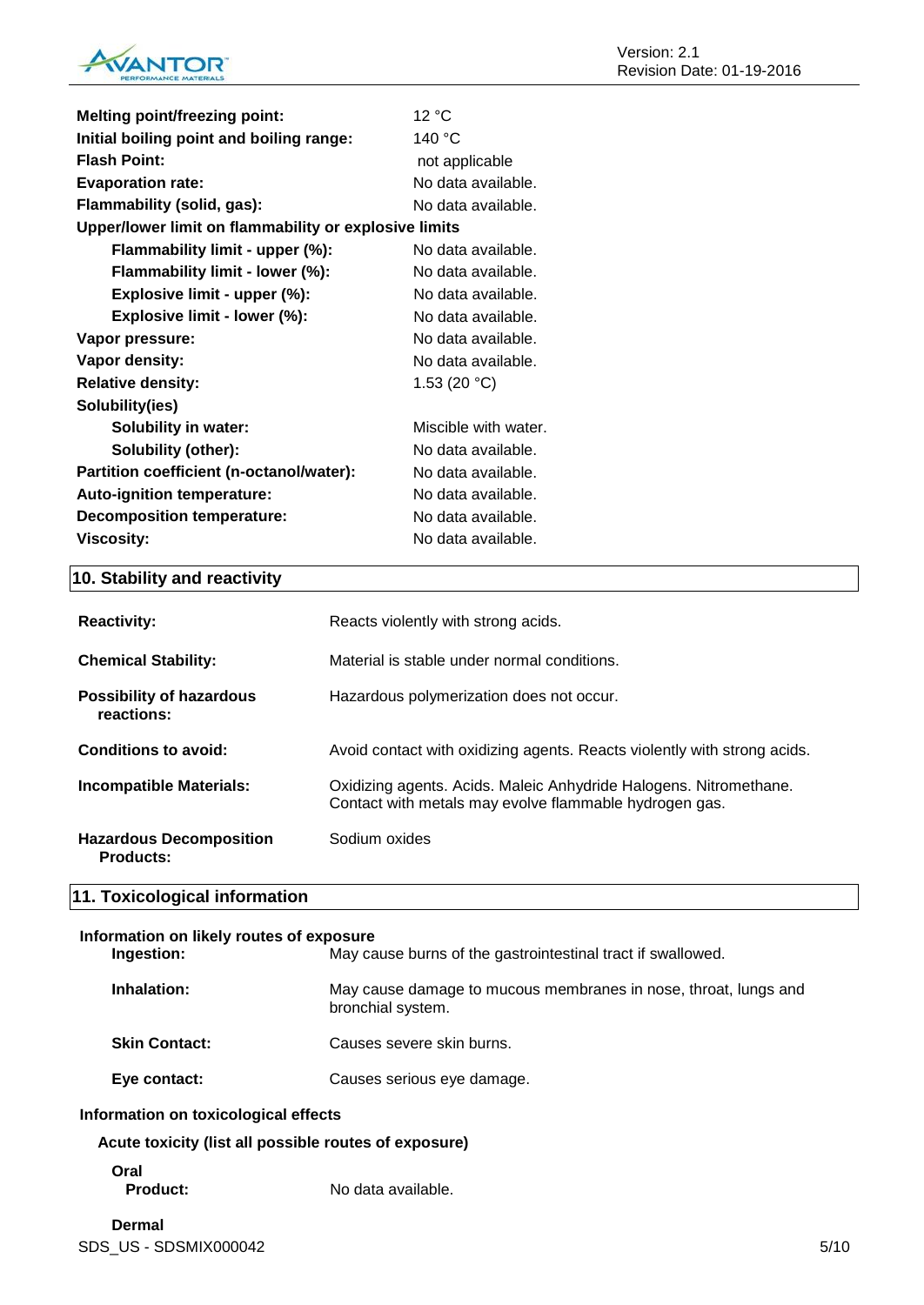| | |
|---|---|
| **Melting point/freezing point:** | 12 °C |
| **Initial boiling point and boiling range:** | 140 °C |
| **Flash Point:** | not applicable |
| **Evaporation rate:** | No data available. |
| **Flammability (solid, gas):** | No data available. |
| **Upper/lower limit on flammability or explosive limits** | |
| **Flammability limit - upper (%):** | No data available. |
| **Flammability limit - lower (%):** | No data available. |
| **Explosive limit - upper (%):** | No data available. |
| **Explosive limit - lower (%):** | No data available. |
| **Vapor pressure:** | No data available. |
| **Vapor density:** | No data available. |
| **Relative density:** | 1.53 (20 °C) |
| **Solubility(ies)** | |
| **Solubility in water:** | Miscible with water. |
| **Solubility (other):** | No data available. |
| **Partition coefficient (n-octanol/water):** | No data available. |
| **Auto-ignition temperature:** | No data available. |
| **Decomposition temperature:** | No data available. |
| **Viscosity:** | No data available. |

## 10. Stability and reactivity

| | |
|---|---|
| **Reactivity:** | Reacts violently with strong acids. |
| **Chemical Stability:** | Material is stable under normal conditions. |
| **Possibility of hazardous reactions:** | Hazardous polymerization does not occur. |
| **Conditions to avoid:** | Avoid contact with oxidizing agents. Reacts violently with strong acids. |
| **Incompatible Materials:** | Oxidizing agents. Acids. Maleic Anhydride Halogens. Nitromethane. Contact with metals may evolve flammable hydrogen gas. |
| **Hazardous Decomposition Products:** | Sodium oxides |

## 11. Toxicological information

**Information on likely routes of exposure**

| | |
|---|---|
| **Ingestion:** | May cause burns of the gastrointestinal tract if swallowed. |
| **Inhalation:** | May cause damage to mucous membranes in nose, throat, lungs and bronchial system. |
| **Skin Contact:** | Causes severe skin burns. |
| **Eye contact:** | Causes serious eye damage. |

**Information on toxicological effects**

**Acute toxicity (list all possible routes of exposure)**

**Oral**

**Product:** No data available.

**Dermal**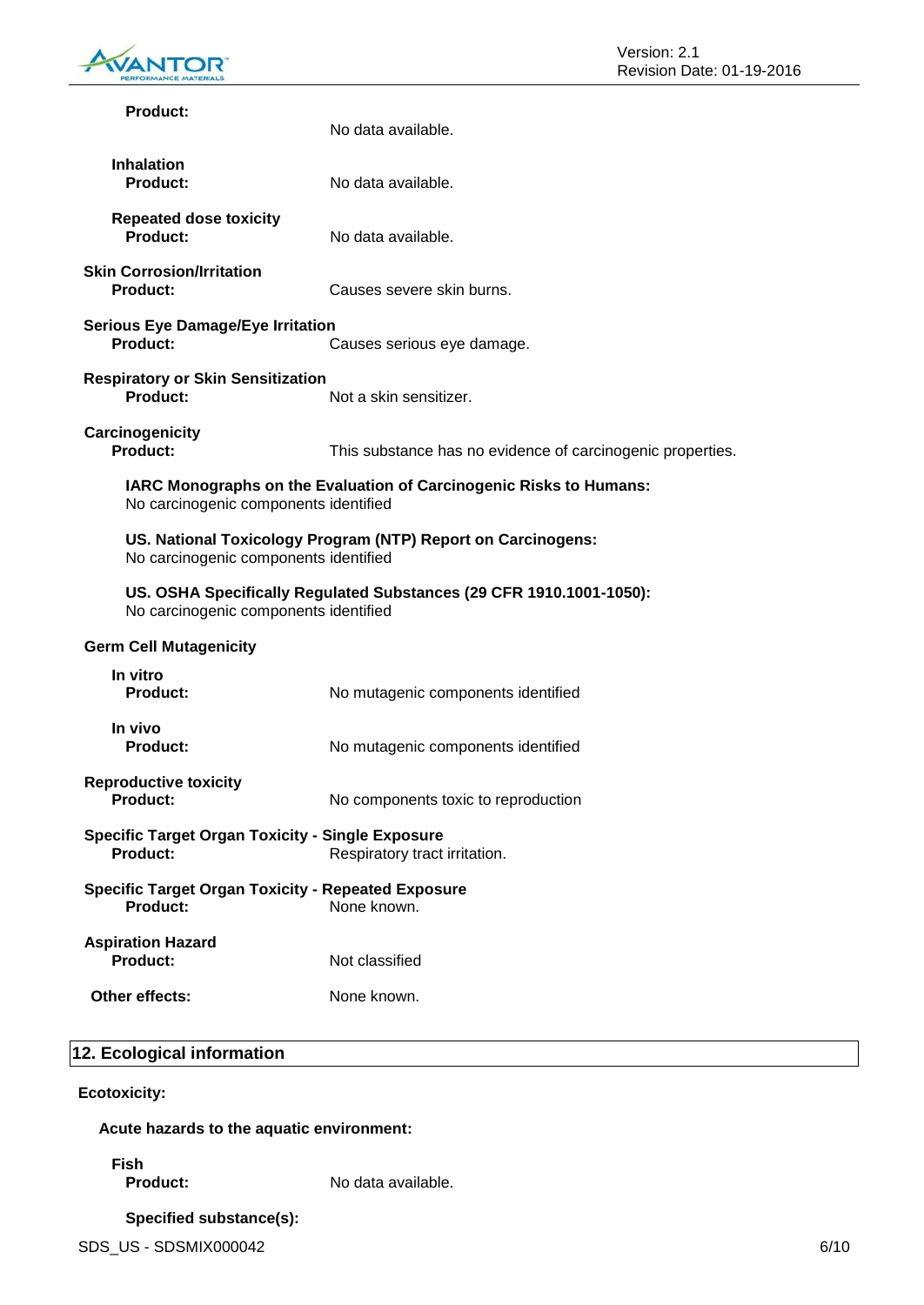**Product:** No data available.

**Inhalation**

**Product:** No data available.

**Repeated dose toxicity**

**Product:** No data available.

**Skin Corrosion/Irritation**

**Product:** Causes severe skin burns.

**Serious Eye Damage/Eye Irritation**

**Product:** Causes serious eye damage.

**Respiratory or Skin Sensitization**

**Product:** Not a skin sensitizer.

**Carcinogenicity**

**Product:** This substance has no evidence of carcinogenic properties.

**IARC Monographs on the Evaluation of Carcinogenic Risks to Humans:**
No carcinogenic components identified

**US. National Toxicology Program (NTP) Report on Carcinogens:**
No carcinogenic components identified

**US. OSHA Specifically Regulated Substances (29 CFR 1910.1001-1050):**
No carcinogenic components identified

**Germ Cell Mutagenicity**

**In vitro**

**Product:** No mutagenic components identified

**In vivo**

**Product:** No mutagenic components identified

**Reproductive toxicity**

**Product:** No components toxic to reproduction

**Specific Target Organ Toxicity - Single Exposure**

**Product:** Respiratory tract irritation.

**Specific Target Organ Toxicity - Repeated Exposure**

**Product:** None known.

**Aspiration Hazard**

**Product:** Not classified

**Other effects:** None known.

## 12. Ecological information

**Ecotoxicity:**

**Acute hazards to the aquatic environment:**

**Fish**

**Product:** No data available.

**Specified substance(s):**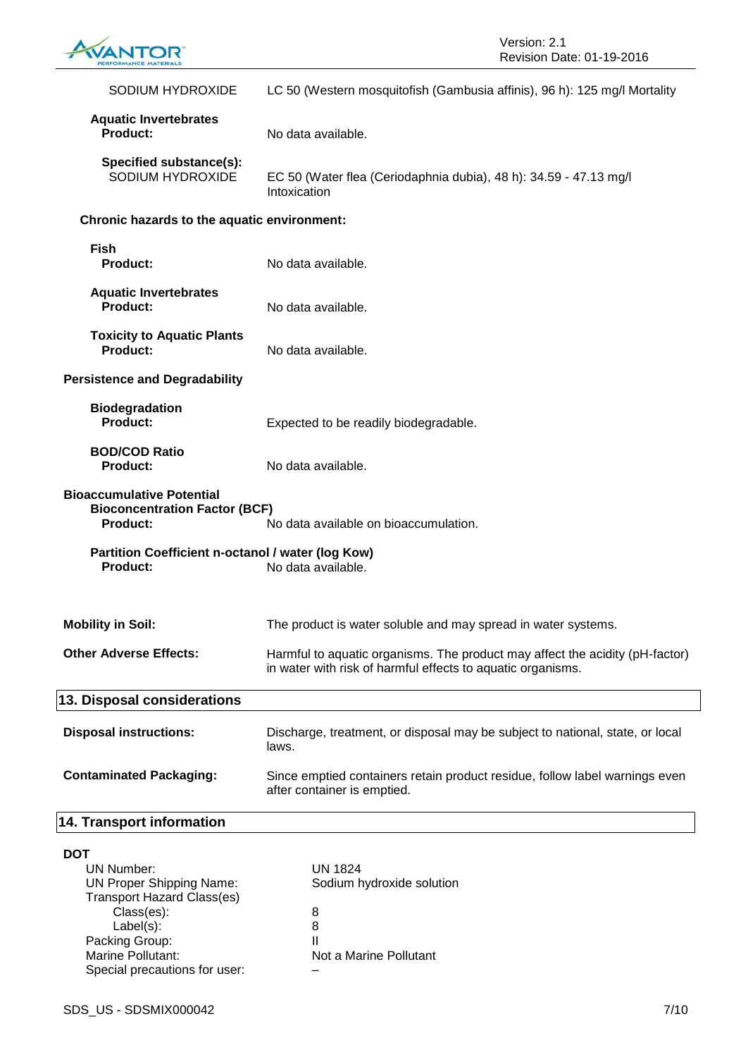SODIUM HYDROXIDE — LC 50 (Western mosquitofish (Gambusia affinis), 96 h): 125 mg/l Mortality

**Aquatic Invertebrates**

**Product:** No data available.

**Specified substance(s):**

SODIUM HYDROXIDE — EC 50 (Water flea (Ceriodaphnia dubia), 48 h): 34.59 - 47.13 mg/l Intoxication

**Chronic hazards to the aquatic environment:**

**Fish**

**Product:** No data available.

**Aquatic Invertebrates**

**Product:** No data available.

**Toxicity to Aquatic Plants**

**Product:** No data available.

**Persistence and Degradability**

**Biodegradation**

**Product:** Expected to be readily biodegradable.

**BOD/COD Ratio**

**Product:** No data available.

**Bioaccumulative Potential**

**Bioconcentration Factor (BCF)**

**Product:** No data available on bioaccumulation.

**Partition Coefficient n-octanol / water (log Kow)**

**Product:** No data available.

**Mobility in Soil:** The product is water soluble and may spread in water systems.

**Other Adverse Effects:** Harmful to aquatic organisms. The product may affect the acidity (pH-factor) in water with risk of harmful effects to aquatic organisms.

## 13. Disposal considerations

**Disposal instructions:** Discharge, treatment, or disposal may be subject to national, state, or local laws.

**Contaminated Packaging:** Since emptied containers retain product residue, follow label warnings even after container is emptied.

## 14. Transport information

**DOT**

| | |
|---|---|
| UN Number: | UN 1824 |
| UN Proper Shipping Name: | Sodium hydroxide solution |
| Transport Hazard Class(es) | |
| Class(es): | 8 |
| Label(s): | 8 |
| Packing Group: | II |
| Marine Pollutant: | Not a Marine Pollutant |
| Special precautions for user: | – |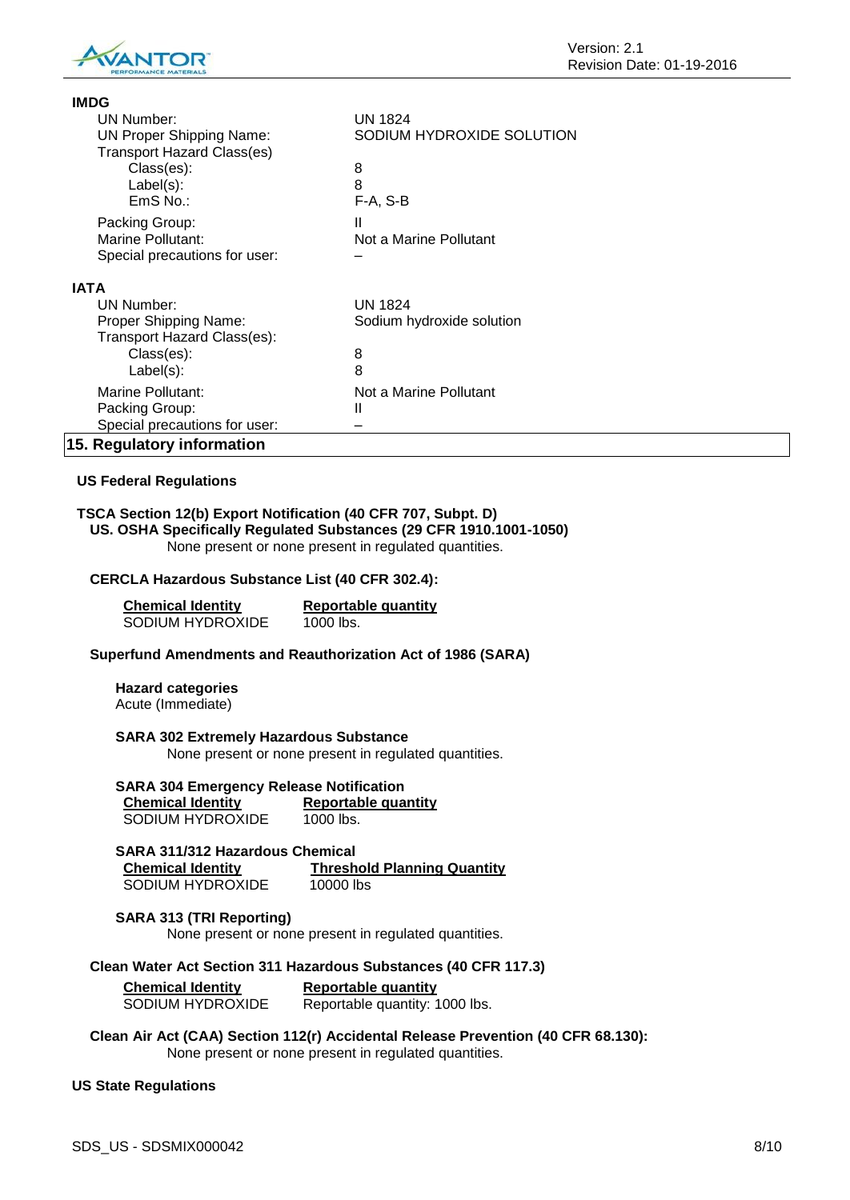**IMDG**

| | |
|---|---|
| UN Number: | UN 1824 |
| UN Proper Shipping Name: | SODIUM HYDROXIDE SOLUTION |
| Transport Hazard Class(es) | |
| Class(es): | 8 |
| Label(s): | 8 |
| EmS No.: | F-A, S-B |
| Packing Group: | II |
| Marine Pollutant: | Not a Marine Pollutant |
| Special precautions for user: | – |

**IATA**

| | |
|---|---|
| UN Number: | UN 1824 |
| Proper Shipping Name: | Sodium hydroxide solution |
| Transport Hazard Class(es): | |
| Class(es): | 8 |
| Label(s): | 8 |
| Marine Pollutant: | Not a Marine Pollutant |
| Packing Group: | II |
| Special precautions for user: | – |

## 15. Regulatory information

### US Federal Regulations

**TSCA Section 12(b) Export Notification (40 CFR 707, Subpt. D)**

**US. OSHA Specifically Regulated Substances (29 CFR 1910.1001-1050)**

None present or none present in regulated quantities.

**CERCLA Hazardous Substance List (40 CFR 302.4):**

| Chemical Identity | Reportable quantity |
|---|---|
| SODIUM HYDROXIDE | 1000 lbs. |

**Superfund Amendments and Reauthorization Act of 1986 (SARA)**

**Hazard categories**

Acute (Immediate)

**SARA 302 Extremely Hazardous Substance**

None present or none present in regulated quantities.

**SARA 304 Emergency Release Notification**

| Chemical Identity | Reportable quantity |
|---|---|
| SODIUM HYDROXIDE | 1000 lbs. |

**SARA 311/312 Hazardous Chemical**

| Chemical Identity | Threshold Planning Quantity |
|---|---|
| SODIUM HYDROXIDE | 10000 lbs |

**SARA 313 (TRI Reporting)**

None present or none present in regulated quantities.

**Clean Water Act Section 311 Hazardous Substances (40 CFR 117.3)**

| Chemical Identity | Reportable quantity |
|---|---|
| SODIUM HYDROXIDE | Reportable quantity: 1000 lbs. |

**Clean Air Act (CAA) Section 112(r) Accidental Release Prevention (40 CFR 68.130):**

None present or none present in regulated quantities.

### US State Regulations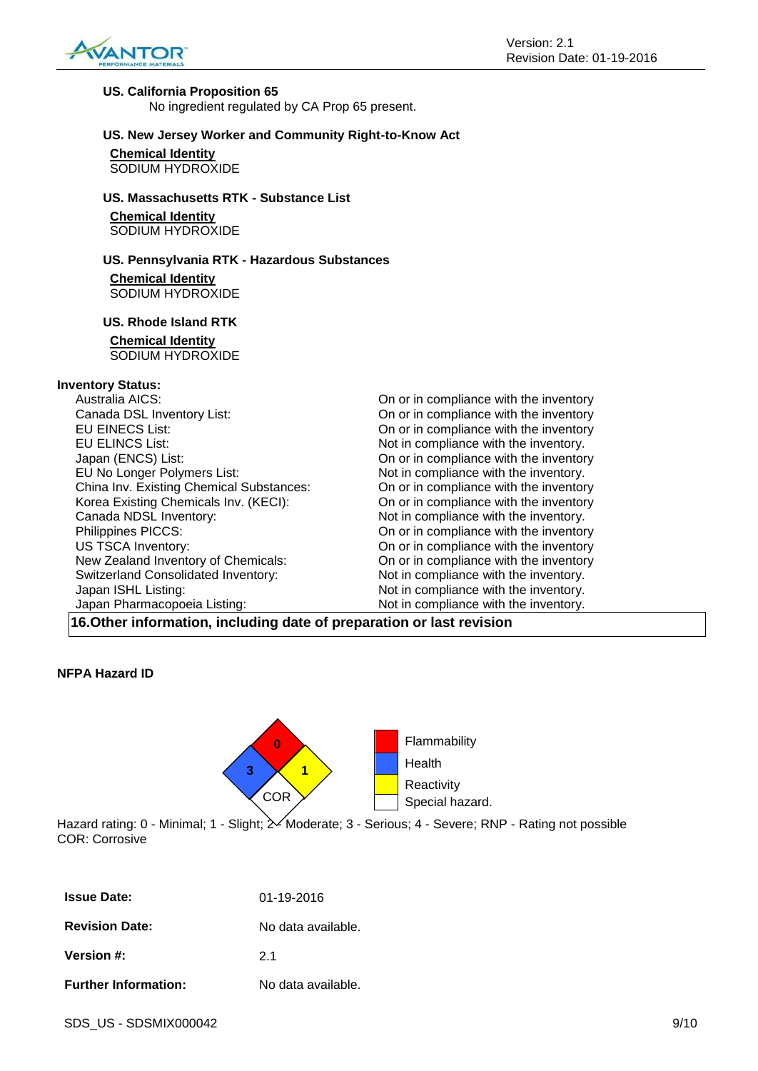**US. California Proposition 65**

No ingredient regulated by CA Prop 65 present.

**US. New Jersey Worker and Community Right-to-Know Act**

**Chemical Identity**
SODIUM HYDROXIDE

**US. Massachusetts RTK - Substance List**

**Chemical Identity**
SODIUM HYDROXIDE

**US. Pennsylvania RTK - Hazardous Substances**

**Chemical Identity**
SODIUM HYDROXIDE

**US. Rhode Island RTK**

**Chemical Identity**
SODIUM HYDROXIDE

**Inventory Status:**

| | |
|---|---|
| Australia AICS: | On or in compliance with the inventory |
| Canada DSL Inventory List: | On or in compliance with the inventory |
| EU EINECS List: | On or in compliance with the inventory |
| EU ELINCS List: | Not in compliance with the inventory. |
| Japan (ENCS) List: | On or in compliance with the inventory |
| EU No Longer Polymers List: | Not in compliance with the inventory. |
| China Inv. Existing Chemical Substances: | On or in compliance with the inventory |
| Korea Existing Chemicals Inv. (KECI): | On or in compliance with the inventory |
| Canada NDSL Inventory: | Not in compliance with the inventory. |
| Philippines PICCS: | On or in compliance with the inventory |
| US TSCA Inventory: | On or in compliance with the inventory |
| New Zealand Inventory of Chemicals: | On or in compliance with the inventory |
| Switzerland Consolidated Inventory: | Not in compliance with the inventory. |
| Japan ISHL Listing: | Not in compliance with the inventory. |
| Japan Pharmacopoeia Listing: | Not in compliance with the inventory. |

## 16.Other information, including date of preparation or last revision

**NFPA Hazard ID**

| NFPA | Rating |
|---|---|
| Flammability | 0 |
| Health | 3 |
| Reactivity | 1 |
| Special hazard. | COR |

Hazard rating: 0 - Minimal; 1 - Slight; 2 - Moderate; 3 - Serious; 4 - Severe; RNP - Rating not possible
COR: Corrosive

| | |
|---|---|
| **Issue Date:** | 01-19-2016 |
| **Revision Date:** | No data available. |
| **Version #:** | 2.1 |
| **Further Information:** | No data available. |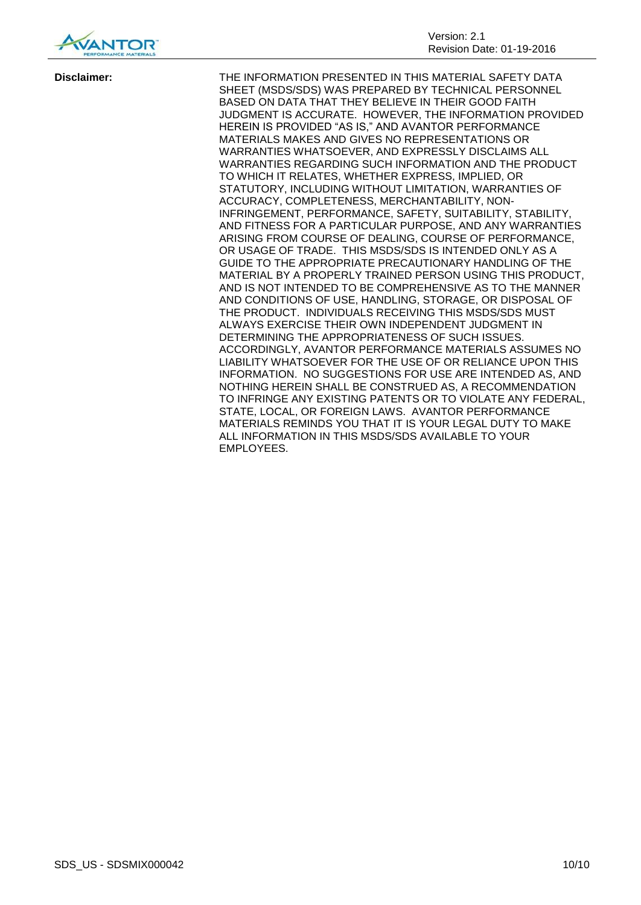**Disclaimer:**

THE INFORMATION PRESENTED IN THIS MATERIAL SAFETY DATA SHEET (MSDS/SDS) WAS PREPARED BY TECHNICAL PERSONNEL BASED ON DATA THAT THEY BELIEVE IN THEIR GOOD FAITH JUDGMENT IS ACCURATE. HOWEVER, THE INFORMATION PROVIDED HEREIN IS PROVIDED "AS IS," AND AVANTOR PERFORMANCE MATERIALS MAKES AND GIVES NO REPRESENTATIONS OR WARRANTIES WHATSOEVER, AND EXPRESSLY DISCLAIMS ALL WARRANTIES REGARDING SUCH INFORMATION AND THE PRODUCT TO WHICH IT RELATES, WHETHER EXPRESS, IMPLIED, OR STATUTORY, INCLUDING WITHOUT LIMITATION, WARRANTIES OF ACCURACY, COMPLETENESS, MERCHANTABILITY, NON-INFRINGEMENT, PERFORMANCE, SAFETY, SUITABILITY, STABILITY, AND FITNESS FOR A PARTICULAR PURPOSE, AND ANY WARRANTIES ARISING FROM COURSE OF DEALING, COURSE OF PERFORMANCE, OR USAGE OF TRADE. THIS MSDS/SDS IS INTENDED ONLY AS A GUIDE TO THE APPROPRIATE PRECAUTIONARY HANDLING OF THE MATERIAL BY A PROPERLY TRAINED PERSON USING THIS PRODUCT, AND IS NOT INTENDED TO BE COMPREHENSIVE AS TO THE MANNER AND CONDITIONS OF USE, HANDLING, STORAGE, OR DISPOSAL OF THE PRODUCT. INDIVIDUALS RECEIVING THIS MSDS/SDS MUST ALWAYS EXERCISE THEIR OWN INDEPENDENT JUDGMENT IN DETERMINING THE APPROPRIATENESS OF SUCH ISSUES. ACCORDINGLY, AVANTOR PERFORMANCE MATERIALS ASSUMES NO LIABILITY WHATSOEVER FOR THE USE OF OR RELIANCE UPON THIS INFORMATION. NO SUGGESTIONS FOR USE ARE INTENDED AS, AND NOTHING HEREIN SHALL BE CONSTRUED AS, A RECOMMENDATION TO INFRINGE ANY EXISTING PATENTS OR TO VIOLATE ANY FEDERAL, STATE, LOCAL, OR FOREIGN LAWS. AVANTOR PERFORMANCE MATERIALS REMINDS YOU THAT IT IS YOUR LEGAL DUTY TO MAKE ALL INFORMATION IN THIS MSDS/SDS AVAILABLE TO YOUR EMPLOYEES.